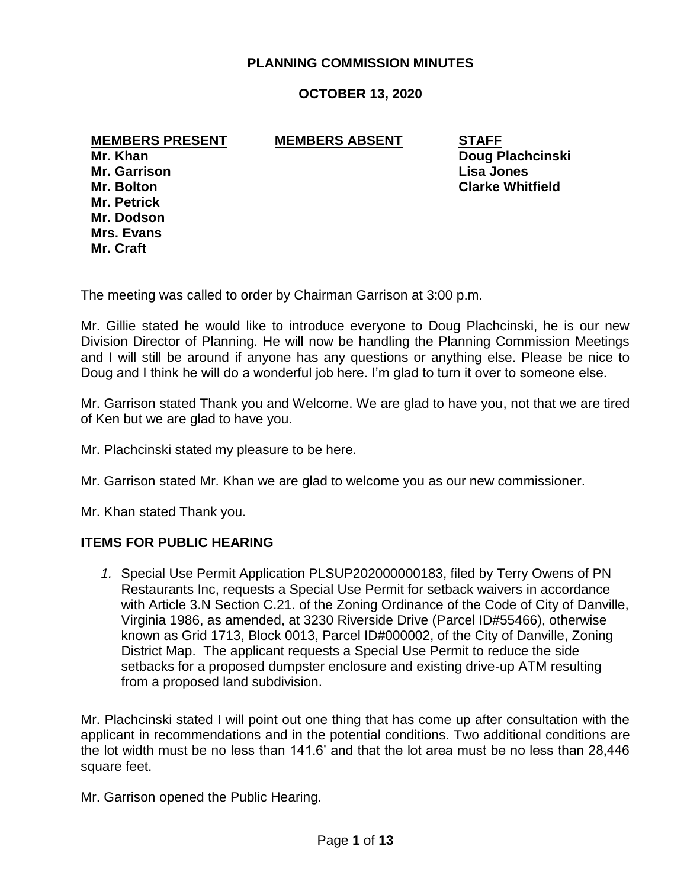# PLANNING COMMISSION MINUTES

## OCTOBER 13, 2020

| MEMBERS PRESENT | MEMBERS ABSENT | STAFF |
|---|---|---|
| Mr. Khan | | Doug Plachcinski |
| Mr. Garrison | | Lisa Jones |
| Mr. Bolton | | Clarke Whitfield |
| Mr. Petrick | | |
| Mr. Dodson | | |
| Mrs. Evans | | |
| Mr. Craft | | |

The meeting was called to order by Chairman Garrison at 3:00 p.m.

Mr. Gillie stated he would like to introduce everyone to Doug Plachcinski, he is our new Division Director of Planning. He will now be handling the Planning Commission Meetings and I will still be around if anyone has any questions or anything else. Please be nice to Doug and I think he will do a wonderful job here. I'm glad to turn it over to someone else.

Mr. Garrison stated Thank you and Welcome. We are glad to have you, not that we are tired of Ken but we are glad to have you.

Mr. Plachcinski stated my pleasure to be here.

Mr. Garrison stated Mr. Khan we are glad to welcome you as our new commissioner.

Mr. Khan stated Thank you.

**ITEMS FOR PUBLIC HEARING**

1. Special Use Permit Application PLSUP202000000183, filed by Terry Owens of PN Restaurants Inc, requests a Special Use Permit for setback waivers in accordance with Article 3.N Section C.21. of the Zoning Ordinance of the Code of City of Danville, Virginia 1986, as amended, at 3230 Riverside Drive (Parcel ID#55466), otherwise known as Grid 1713, Block 0013, Parcel ID#000002, of the City of Danville, Zoning District Map. The applicant requests a Special Use Permit to reduce the side setbacks for a proposed dumpster enclosure and existing drive-up ATM resulting from a proposed land subdivision.

Mr. Plachcinski stated I will point out one thing that has come up after consultation with the applicant in recommendations and in the potential conditions. Two additional conditions are the lot width must be no less than 141.6' and that the lot area must be no less than 28,446 square feet.

Mr. Garrison opened the Public Hearing.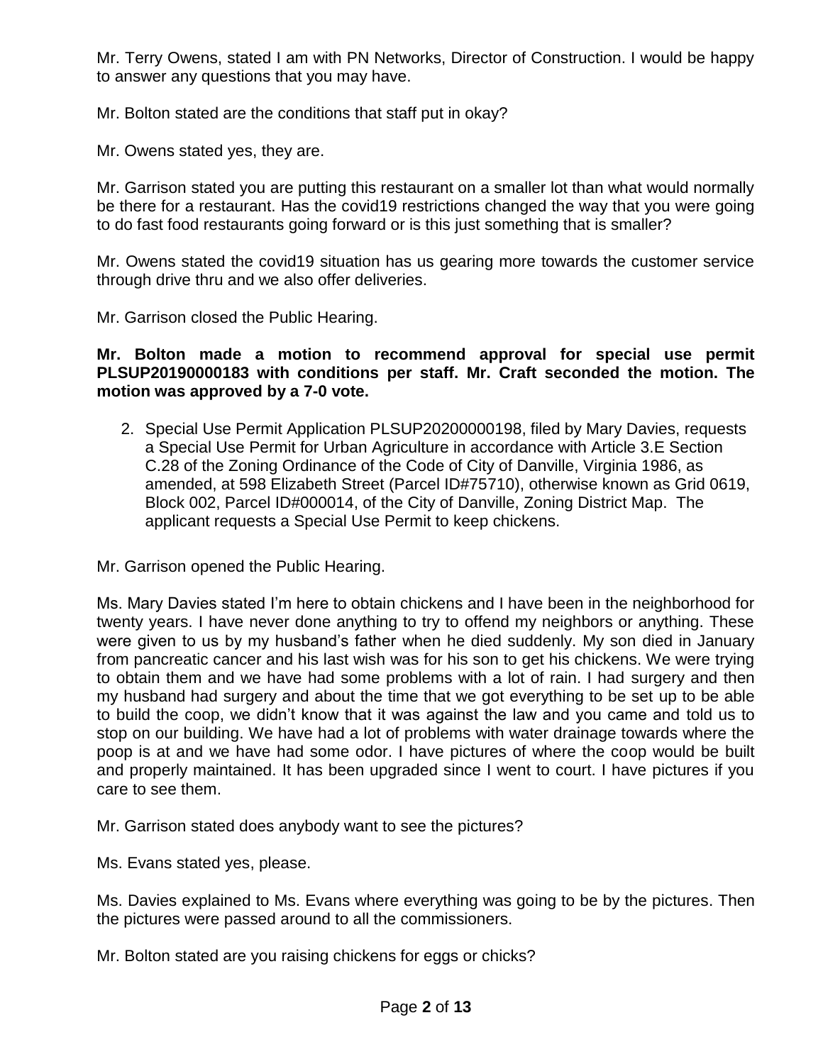Mr. Terry Owens, stated I am with PN Networks, Director of Construction. I would be happy to answer any questions that you may have.

Mr. Bolton stated are the conditions that staff put in okay?

Mr. Owens stated yes, they are.

Mr. Garrison stated you are putting this restaurant on a smaller lot than what would normally be there for a restaurant. Has the covid19 restrictions changed the way that you were going to do fast food restaurants going forward or is this just something that is smaller?

Mr. Owens stated the covid19 situation has us gearing more towards the customer service through drive thru and we also offer deliveries.

Mr. Garrison closed the Public Hearing.

**Mr. Bolton made a motion to recommend approval for special use permit PLSUP20190000183 with conditions per staff. Mr. Craft seconded the motion. The motion was approved by a 7-0 vote.**

2. Special Use Permit Application PLSUP20200000198, filed by Mary Davies, requests a Special Use Permit for Urban Agriculture in accordance with Article 3.E Section C.28 of the Zoning Ordinance of the Code of City of Danville, Virginia 1986, as amended, at 598 Elizabeth Street (Parcel ID#75710), otherwise known as Grid 0619, Block 002, Parcel ID#000014, of the City of Danville, Zoning District Map. The applicant requests a Special Use Permit to keep chickens.

Mr. Garrison opened the Public Hearing.

Ms. Mary Davies stated I'm here to obtain chickens and I have been in the neighborhood for twenty years. I have never done anything to try to offend my neighbors or anything. These were given to us by my husband's father when he died suddenly. My son died in January from pancreatic cancer and his last wish was for his son to get his chickens. We were trying to obtain them and we have had some problems with a lot of rain. I had surgery and then my husband had surgery and about the time that we got everything to be set up to be able to build the coop, we didn't know that it was against the law and you came and told us to stop on our building. We have had a lot of problems with water drainage towards where the poop is at and we have had some odor. I have pictures of where the coop would be built and properly maintained. It has been upgraded since I went to court. I have pictures if you care to see them.

Mr. Garrison stated does anybody want to see the pictures?

Ms. Evans stated yes, please.

Ms. Davies explained to Ms. Evans where everything was going to be by the pictures. Then the pictures were passed around to all the commissioners.

Mr. Bolton stated are you raising chickens for eggs or chicks?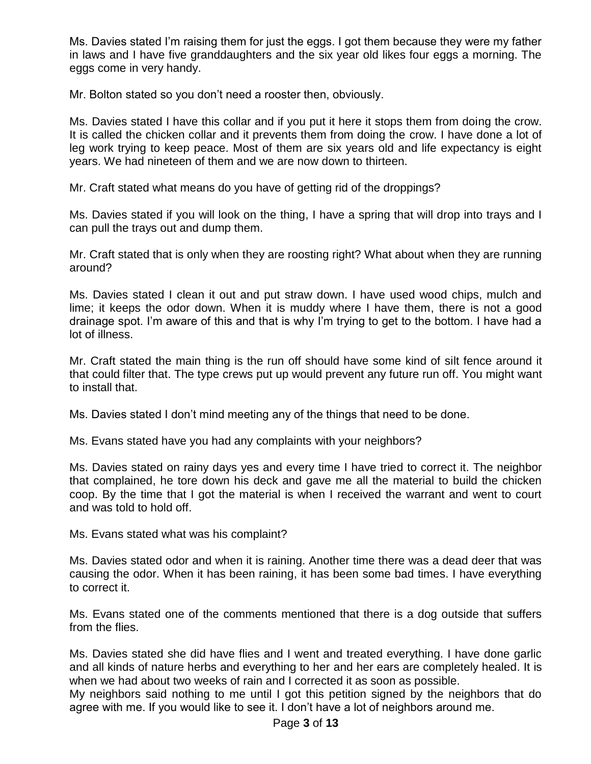Ms. Davies stated I'm raising them for just the eggs. I got them because they were my father in laws and I have five granddaughters and the six year old likes four eggs a morning. The eggs come in very handy.

Mr. Bolton stated so you don't need a rooster then, obviously.

Ms. Davies stated I have this collar and if you put it here it stops them from doing the crow. It is called the chicken collar and it prevents them from doing the crow. I have done a lot of leg work trying to keep peace. Most of them are six years old and life expectancy is eight years. We had nineteen of them and we are now down to thirteen.

Mr. Craft stated what means do you have of getting rid of the droppings?

Ms. Davies stated if you will look on the thing, I have a spring that will drop into trays and I can pull the trays out and dump them.

Mr. Craft stated that is only when they are roosting right? What about when they are running around?

Ms. Davies stated I clean it out and put straw down. I have used wood chips, mulch and lime; it keeps the odor down. When it is muddy where I have them, there is not a good drainage spot. I'm aware of this and that is why I'm trying to get to the bottom. I have had a lot of illness.

Mr. Craft stated the main thing is the run off should have some kind of silt fence around it that could filter that. The type crews put up would prevent any future run off. You might want to install that.

Ms. Davies stated I don't mind meeting any of the things that need to be done.

Ms. Evans stated have you had any complaints with your neighbors?

Ms. Davies stated on rainy days yes and every time I have tried to correct it. The neighbor that complained, he tore down his deck and gave me all the material to build the chicken coop. By the time that I got the material is when I received the warrant and went to court and was told to hold off.

Ms. Evans stated what was his complaint?

Ms. Davies stated odor and when it is raining. Another time there was a dead deer that was causing the odor. When it has been raining, it has been some bad times. I have everything to correct it.

Ms. Evans stated one of the comments mentioned that there is a dog outside that suffers from the flies.

Ms. Davies stated she did have flies and I went and treated everything. I have done garlic and all kinds of nature herbs and everything to her and her ears are completely healed. It is when we had about two weeks of rain and I corrected it as soon as possible.
My neighbors said nothing to me until I got this petition signed by the neighbors that do agree with me. If you would like to see it. I don't have a lot of neighbors around me.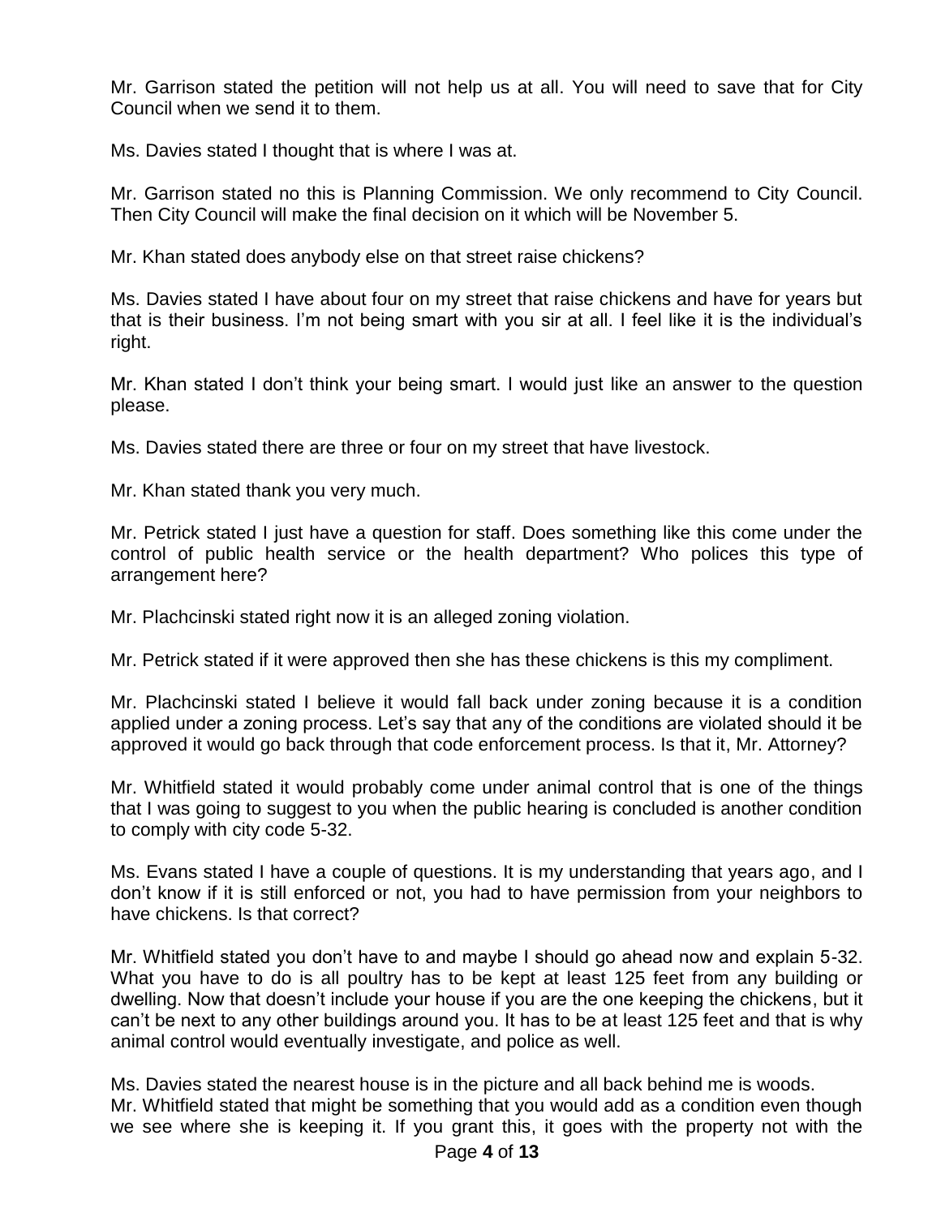Mr. Garrison stated the petition will not help us at all. You will need to save that for City Council when we send it to them.

Ms. Davies stated I thought that is where I was at.

Mr. Garrison stated no this is Planning Commission. We only recommend to City Council. Then City Council will make the final decision on it which will be November 5.

Mr. Khan stated does anybody else on that street raise chickens?

Ms. Davies stated I have about four on my street that raise chickens and have for years but that is their business. I'm not being smart with you sir at all. I feel like it is the individual's right.

Mr. Khan stated I don't think your being smart. I would just like an answer to the question please.

Ms. Davies stated there are three or four on my street that have livestock.

Mr. Khan stated thank you very much.

Mr. Petrick stated I just have a question for staff. Does something like this come under the control of public health service or the health department? Who polices this type of arrangement here?

Mr. Plachcinski stated right now it is an alleged zoning violation.

Mr. Petrick stated if it were approved then she has these chickens is this my compliment.

Mr. Plachcinski stated I believe it would fall back under zoning because it is a condition applied under a zoning process. Let's say that any of the conditions are violated should it be approved it would go back through that code enforcement process. Is that it, Mr. Attorney?

Mr. Whitfield stated it would probably come under animal control that is one of the things that I was going to suggest to you when the public hearing is concluded is another condition to comply with city code 5-32.

Ms. Evans stated I have a couple of questions. It is my understanding that years ago, and I don't know if it is still enforced or not, you had to have permission from your neighbors to have chickens. Is that correct?

Mr. Whitfield stated you don't have to and maybe I should go ahead now and explain 5-32. What you have to do is all poultry has to be kept at least 125 feet from any building or dwelling. Now that doesn't include your house if you are the one keeping the chickens, but it can't be next to any other buildings around you. It has to be at least 125 feet and that is why animal control would eventually investigate, and police as well.

Ms. Davies stated the nearest house is in the picture and all back behind me is woods.

Mr. Whitfield stated that might be something that you would add as a condition even though we see where she is keeping it. If you grant this, it goes with the property not with the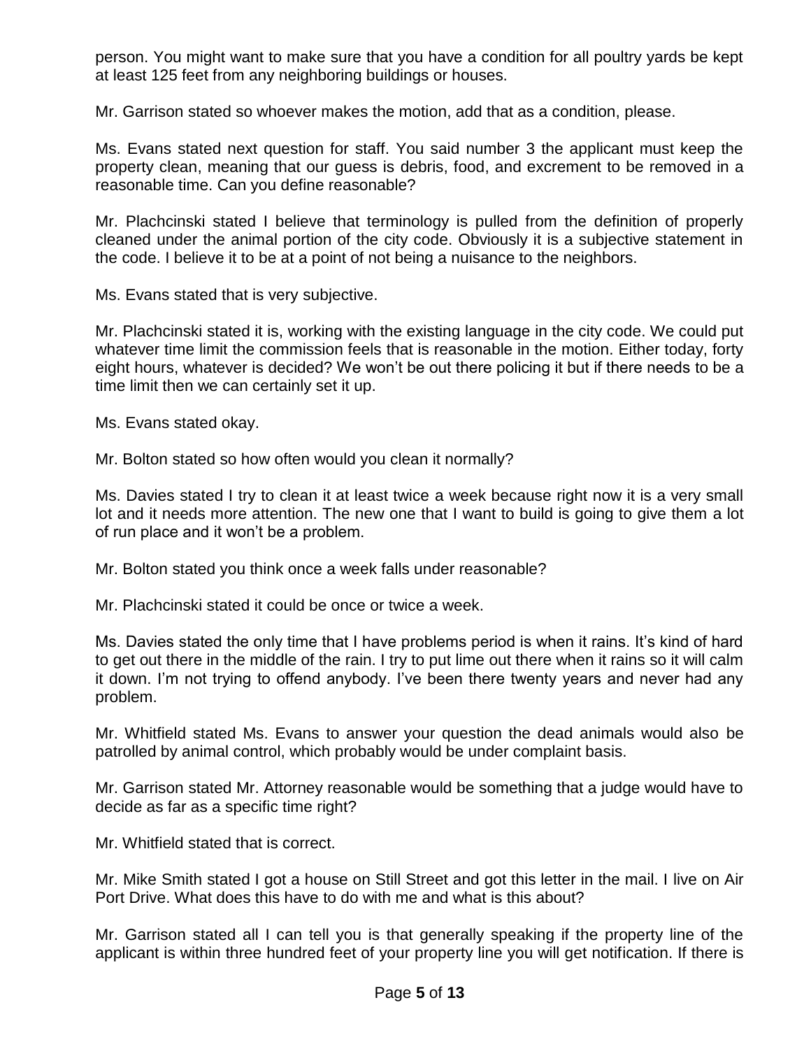person. You might want to make sure that you have a condition for all poultry yards be kept at least 125 feet from any neighboring buildings or houses.

Mr. Garrison stated so whoever makes the motion, add that as a condition, please.

Ms. Evans stated next question for staff. You said number 3 the applicant must keep the property clean, meaning that our guess is debris, food, and excrement to be removed in a reasonable time. Can you define reasonable?

Mr. Plachcinski stated I believe that terminology is pulled from the definition of properly cleaned under the animal portion of the city code. Obviously it is a subjective statement in the code. I believe it to be at a point of not being a nuisance to the neighbors.

Ms. Evans stated that is very subjective.

Mr. Plachcinski stated it is, working with the existing language in the city code. We could put whatever time limit the commission feels that is reasonable in the motion. Either today, forty eight hours, whatever is decided? We won't be out there policing it but if there needs to be a time limit then we can certainly set it up.

Ms. Evans stated okay.

Mr. Bolton stated so how often would you clean it normally?

Ms. Davies stated I try to clean it at least twice a week because right now it is a very small lot and it needs more attention. The new one that I want to build is going to give them a lot of run place and it won't be a problem.

Mr. Bolton stated you think once a week falls under reasonable?

Mr. Plachcinski stated it could be once or twice a week.

Ms. Davies stated the only time that I have problems period is when it rains. It's kind of hard to get out there in the middle of the rain. I try to put lime out there when it rains so it will calm it down. I'm not trying to offend anybody. I've been there twenty years and never had any problem.

Mr. Whitfield stated Ms. Evans to answer your question the dead animals would also be patrolled by animal control, which probably would be under complaint basis.

Mr. Garrison stated Mr. Attorney reasonable would be something that a judge would have to decide as far as a specific time right?

Mr. Whitfield stated that is correct.

Mr. Mike Smith stated I got a house on Still Street and got this letter in the mail. I live on Air Port Drive. What does this have to do with me and what is this about?

Mr. Garrison stated all I can tell you is that generally speaking if the property line of the applicant is within three hundred feet of your property line you will get notification. If there is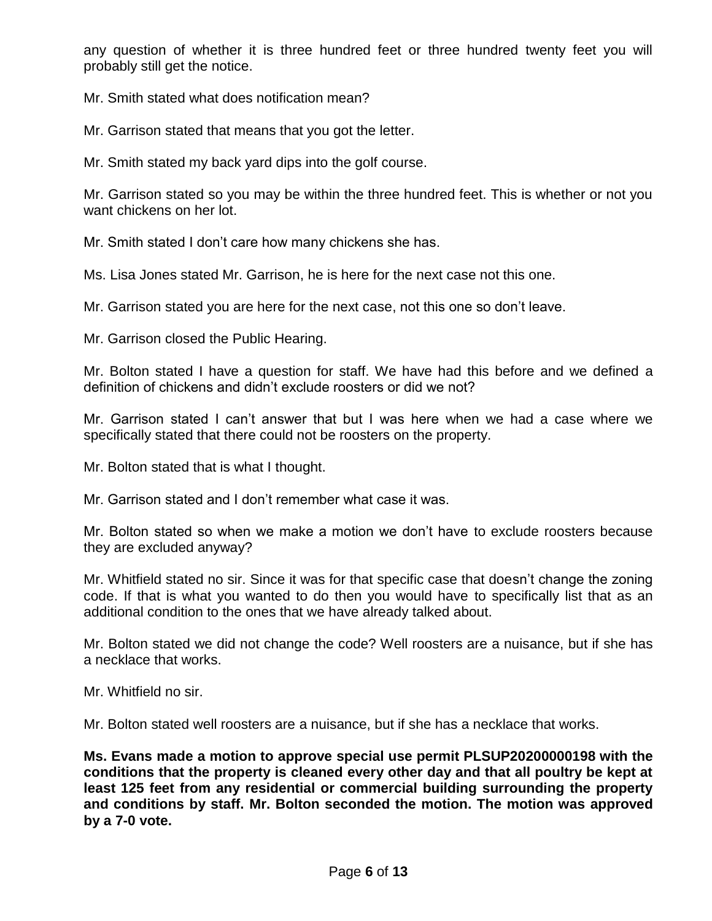any question of whether it is three hundred feet or three hundred twenty feet you will probably still get the notice.

Mr. Smith stated what does notification mean?

Mr. Garrison stated that means that you got the letter.

Mr. Smith stated my back yard dips into the golf course.

Mr. Garrison stated so you may be within the three hundred feet. This is whether or not you want chickens on her lot.

Mr. Smith stated I don't care how many chickens she has.

Ms. Lisa Jones stated Mr. Garrison, he is here for the next case not this one.

Mr. Garrison stated you are here for the next case, not this one so don't leave.

Mr. Garrison closed the Public Hearing.

Mr. Bolton stated I have a question for staff. We have had this before and we defined a definition of chickens and didn't exclude roosters or did we not?

Mr. Garrison stated I can't answer that but I was here when we had a case where we specifically stated that there could not be roosters on the property.

Mr. Bolton stated that is what I thought.

Mr. Garrison stated and I don't remember what case it was.

Mr. Bolton stated so when we make a motion we don't have to exclude roosters because they are excluded anyway?

Mr. Whitfield stated no sir. Since it was for that specific case that doesn't change the zoning code. If that is what you wanted to do then you would have to specifically list that as an additional condition to the ones that we have already talked about.

Mr. Bolton stated we did not change the code? Well roosters are a nuisance, but if she has a necklace that works.

Mr. Whitfield no sir.

Mr. Bolton stated well roosters are a nuisance, but if she has a necklace that works.

**Ms. Evans made a motion to approve special use permit PLSUP20200000198 with the conditions that the property is cleaned every other day and that all poultry be kept at least 125 feet from any residential or commercial building surrounding the property and conditions by staff. Mr. Bolton seconded the motion. The motion was approved by a 7-0 vote.**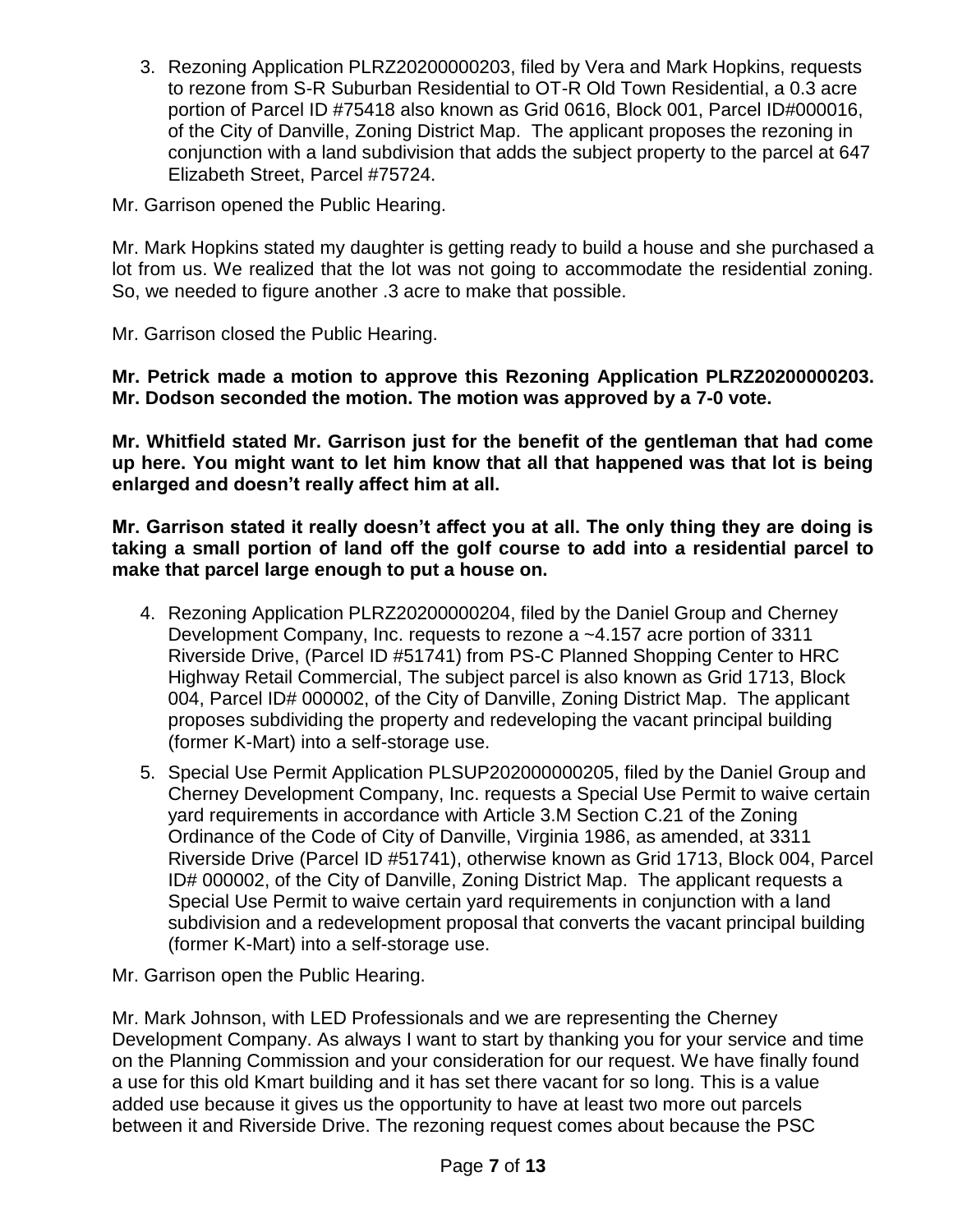3. Rezoning Application PLRZ20200000203, filed by Vera and Mark Hopkins, requests to rezone from S-R Suburban Residential to OT-R Old Town Residential, a 0.3 acre portion of Parcel ID #75418 also known as Grid 0616, Block 001, Parcel ID#000016, of the City of Danville, Zoning District Map. The applicant proposes the rezoning in conjunction with a land subdivision that adds the subject property to the parcel at 647 Elizabeth Street, Parcel #75724.

Mr. Garrison opened the Public Hearing.

Mr. Mark Hopkins stated my daughter is getting ready to build a house and she purchased a lot from us. We realized that the lot was not going to accommodate the residential zoning. So, we needed to figure another .3 acre to make that possible.

Mr. Garrison closed the Public Hearing.

**Mr. Petrick made a motion to approve this Rezoning Application PLRZ20200000203. Mr. Dodson seconded the motion. The motion was approved by a 7-0 vote.**

**Mr. Whitfield stated Mr. Garrison just for the benefit of the gentleman that had come up here. You might want to let him know that all that happened was that lot is being enlarged and doesn't really affect him at all.**

**Mr. Garrison stated it really doesn't affect you at all. The only thing they are doing is taking a small portion of land off the golf course to add into a residential parcel to make that parcel large enough to put a house on.**

4. Rezoning Application PLRZ20200000204, filed by the Daniel Group and Cherney Development Company, Inc. requests to rezone a ~4.157 acre portion of 3311 Riverside Drive, (Parcel ID #51741) from PS-C Planned Shopping Center to HRC Highway Retail Commercial, The subject parcel is also known as Grid 1713, Block 004, Parcel ID# 000002, of the City of Danville, Zoning District Map. The applicant proposes subdividing the property and redeveloping the vacant principal building (former K-Mart) into a self-storage use.

5. Special Use Permit Application PLSUP202000000205, filed by the Daniel Group and Cherney Development Company, Inc. requests a Special Use Permit to waive certain yard requirements in accordance with Article 3.M Section C.21 of the Zoning Ordinance of the Code of City of Danville, Virginia 1986, as amended, at 3311 Riverside Drive (Parcel ID #51741), otherwise known as Grid 1713, Block 004, Parcel ID# 000002, of the City of Danville, Zoning District Map. The applicant requests a Special Use Permit to waive certain yard requirements in conjunction with a land subdivision and a redevelopment proposal that converts the vacant principal building (former K-Mart) into a self-storage use.

Mr. Garrison open the Public Hearing.

Mr. Mark Johnson, with LED Professionals and we are representing the Cherney Development Company. As always I want to start by thanking you for your service and time on the Planning Commission and your consideration for our request. We have finally found a use for this old Kmart building and it has set there vacant for so long. This is a value added use because it gives us the opportunity to have at least two more out parcels between it and Riverside Drive. The rezoning request comes about because the PSC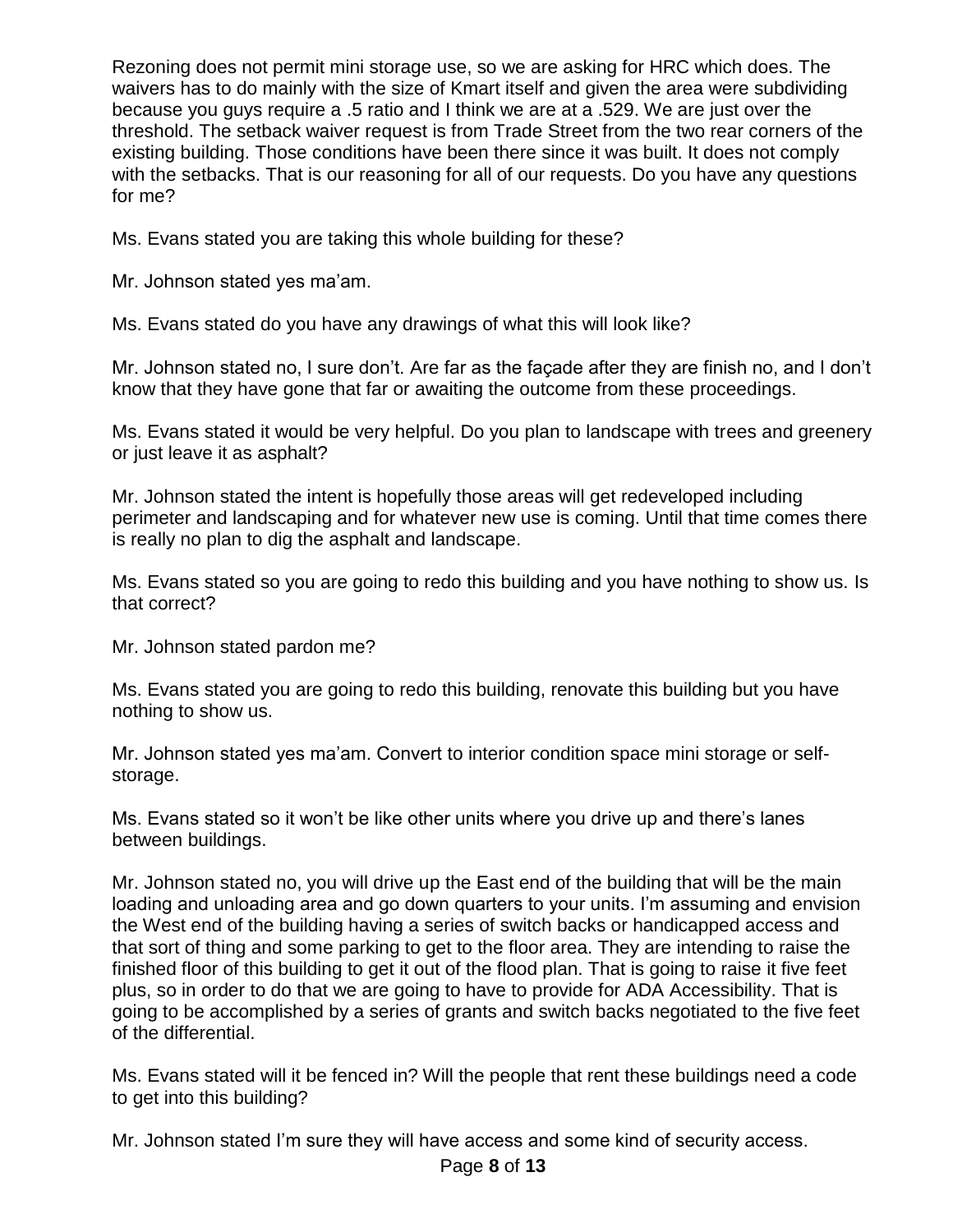Rezoning does not permit mini storage use, so we are asking for HRC which does. The waivers has to do mainly with the size of Kmart itself and given the area were subdividing because you guys require a .5 ratio and I think we are at a .529. We are just over the threshold. The setback waiver request is from Trade Street from the two rear corners of the existing building. Those conditions have been there since it was built. It does not comply with the setbacks. That is our reasoning for all of our requests. Do you have any questions for me?

Ms. Evans stated you are taking this whole building for these?

Mr. Johnson stated yes ma'am.

Ms. Evans stated do you have any drawings of what this will look like?

Mr. Johnson stated no, I sure don't. Are far as the façade after they are finish no, and I don't know that they have gone that far or awaiting the outcome from these proceedings.

Ms. Evans stated it would be very helpful. Do you plan to landscape with trees and greenery or just leave it as asphalt?

Mr. Johnson stated the intent is hopefully those areas will get redeveloped including perimeter and landscaping and for whatever new use is coming. Until that time comes there is really no plan to dig the asphalt and landscape.

Ms. Evans stated so you are going to redo this building and you have nothing to show us. Is that correct?

Mr. Johnson stated pardon me?

Ms. Evans stated you are going to redo this building, renovate this building but you have nothing to show us.

Mr. Johnson stated yes ma'am. Convert to interior condition space mini storage or self-storage.

Ms. Evans stated so it won't be like other units where you drive up and there's lanes between buildings.

Mr. Johnson stated no, you will drive up the East end of the building that will be the main loading and unloading area and go down quarters to your units. I'm assuming and envision the West end of the building having a series of switch backs or handicapped access and that sort of thing and some parking to get to the floor area. They are intending to raise the finished floor of this building to get it out of the flood plan. That is going to raise it five feet plus, so in order to do that we are going to have to provide for ADA Accessibility. That is going to be accomplished by a series of grants and switch backs negotiated to the five feet of the differential.

Ms. Evans stated will it be fenced in? Will the people that rent these buildings need a code to get into this building?

Mr. Johnson stated I'm sure they will have access and some kind of security access.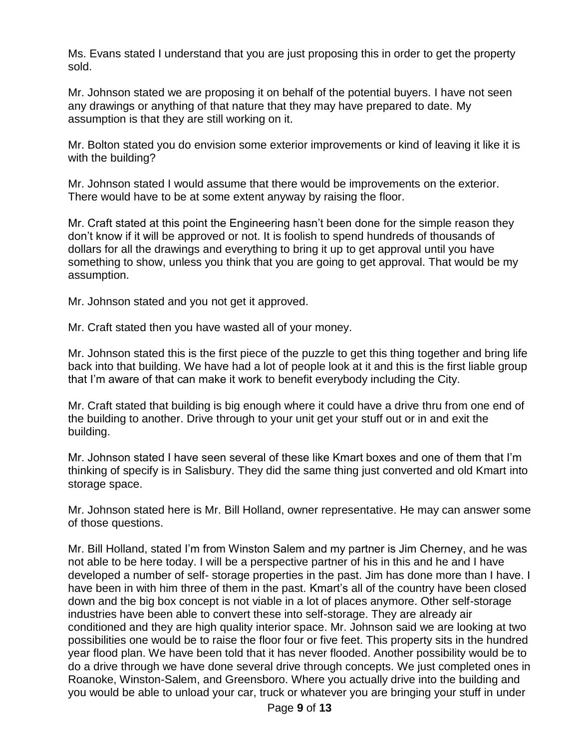Ms. Evans stated I understand that you are just proposing this in order to get the property sold.

Mr. Johnson stated we are proposing it on behalf of the potential buyers. I have not seen any drawings or anything of that nature that they may have prepared to date. My assumption is that they are still working on it.

Mr. Bolton stated you do envision some exterior improvements or kind of leaving it like it is with the building?

Mr. Johnson stated I would assume that there would be improvements on the exterior. There would have to be at some extent anyway by raising the floor.

Mr. Craft stated at this point the Engineering hasn't been done for the simple reason they don't know if it will be approved or not. It is foolish to spend hundreds of thousands of dollars for all the drawings and everything to bring it up to get approval until you have something to show, unless you think that you are going to get approval. That would be my assumption.

Mr. Johnson stated and you not get it approved.

Mr. Craft stated then you have wasted all of your money.

Mr. Johnson stated this is the first piece of the puzzle to get this thing together and bring life back into that building. We have had a lot of people look at it and this is the first liable group that I'm aware of that can make it work to benefit everybody including the City.

Mr. Craft stated that building is big enough where it could have a drive thru from one end of the building to another. Drive through to your unit get your stuff out or in and exit the building.

Mr. Johnson stated I have seen several of these like Kmart boxes and one of them that I'm thinking of specify is in Salisbury. They did the same thing just converted and old Kmart into storage space.

Mr. Johnson stated here is Mr. Bill Holland, owner representative. He may can answer some of those questions.

Mr. Bill Holland, stated I'm from Winston Salem and my partner is Jim Cherney, and he was not able to be here today. I will be a perspective partner of his in this and he and I have developed a number of self- storage properties in the past. Jim has done more than I have. I have been in with him three of them in the past. Kmart's all of the country have been closed down and the big box concept is not viable in a lot of places anymore. Other self-storage industries have been able to convert these into self-storage. They are already air conditioned and they are high quality interior space. Mr. Johnson said we are looking at two possibilities one would be to raise the floor four or five feet. This property sits in the hundred year flood plan. We have been told that it has never flooded. Another possibility would be to do a drive through we have done several drive through concepts. We just completed ones in Roanoke, Winston-Salem, and Greensboro. Where you actually drive into the building and you would be able to unload your car, truck or whatever you are bringing your stuff in under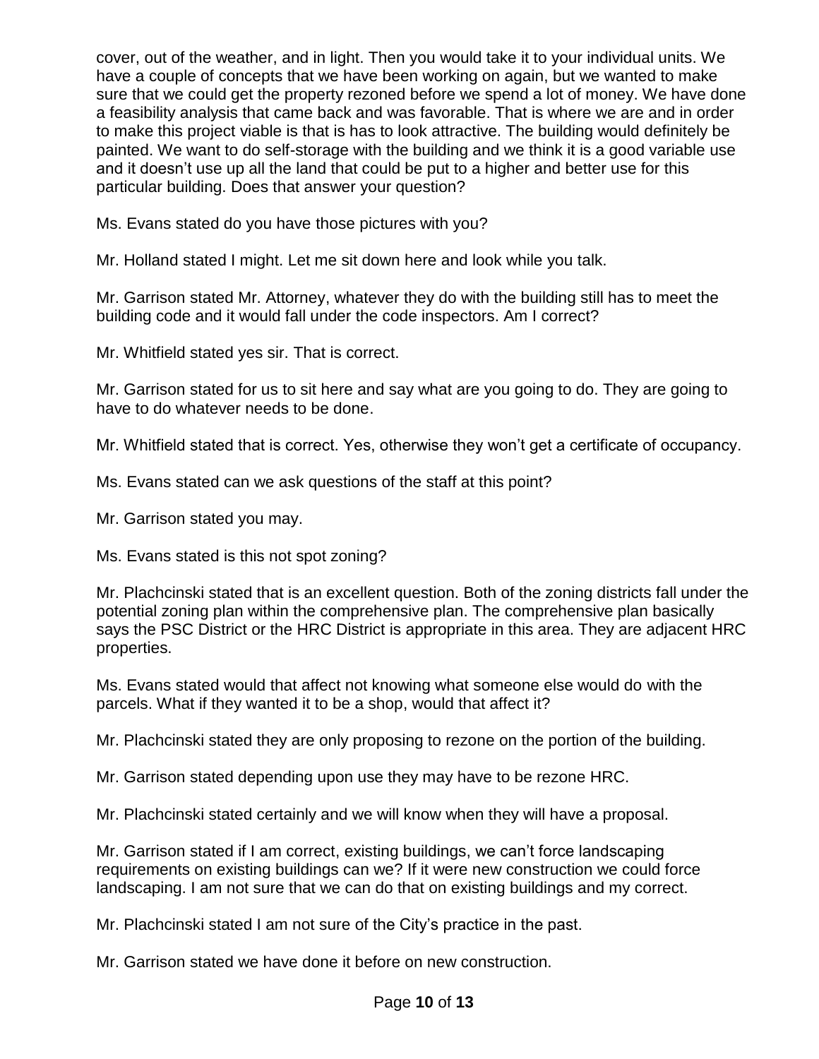cover, out of the weather, and in light. Then you would take it to your individual units. We have a couple of concepts that we have been working on again, but we wanted to make sure that we could get the property rezoned before we spend a lot of money. We have done a feasibility analysis that came back and was favorable. That is where we are and in order to make this project viable is that is has to look attractive. The building would definitely be painted. We want to do self-storage with the building and we think it is a good variable use and it doesn't use up all the land that could be put to a higher and better use for this particular building. Does that answer your question?

Ms. Evans stated do you have those pictures with you?

Mr. Holland stated I might. Let me sit down here and look while you talk.

Mr. Garrison stated Mr. Attorney, whatever they do with the building still has to meet the building code and it would fall under the code inspectors. Am I correct?

Mr. Whitfield stated yes sir. That is correct.

Mr. Garrison stated for us to sit here and say what are you going to do. They are going to have to do whatever needs to be done.

Mr. Whitfield stated that is correct. Yes, otherwise they won't get a certificate of occupancy.

Ms. Evans stated can we ask questions of the staff at this point?

Mr. Garrison stated you may.

Ms. Evans stated is this not spot zoning?

Mr. Plachcinski stated that is an excellent question. Both of the zoning districts fall under the potential zoning plan within the comprehensive plan. The comprehensive plan basically says the PSC District or the HRC District is appropriate in this area. They are adjacent HRC properties.

Ms. Evans stated would that affect not knowing what someone else would do with the parcels. What if they wanted it to be a shop, would that affect it?

Mr. Plachcinski stated they are only proposing to rezone on the portion of the building.

Mr. Garrison stated depending upon use they may have to be rezone HRC.

Mr. Plachcinski stated certainly and we will know when they will have a proposal.

Mr. Garrison stated if I am correct, existing buildings, we can't force landscaping requirements on existing buildings can we? If it were new construction we could force landscaping. I am not sure that we can do that on existing buildings and my correct.

Mr. Plachcinski stated I am not sure of the City's practice in the past.

Mr. Garrison stated we have done it before on new construction.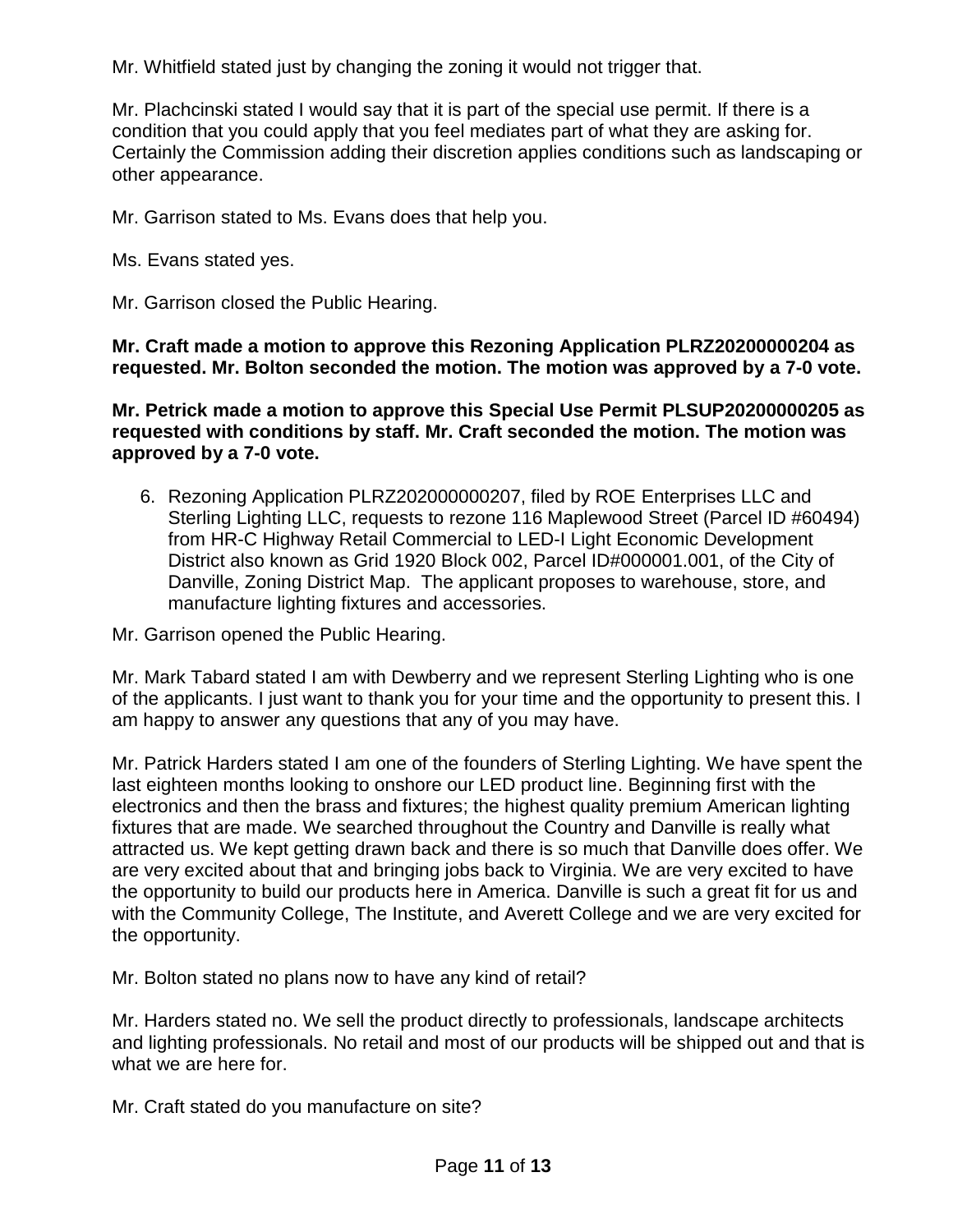Mr. Whitfield stated just by changing the zoning it would not trigger that.

Mr. Plachcinski stated I would say that it is part of the special use permit. If there is a condition that you could apply that you feel mediates part of what they are asking for. Certainly the Commission adding their discretion applies conditions such as landscaping or other appearance.

Mr. Garrison stated to Ms. Evans does that help you.

Ms. Evans stated yes.

Mr. Garrison closed the Public Hearing.

**Mr. Craft made a motion to approve this Rezoning Application PLRZ20200000204 as requested. Mr. Bolton seconded the motion. The motion was approved by a 7-0 vote.**

**Mr. Petrick made a motion to approve this Special Use Permit PLSUP20200000205 as requested with conditions by staff. Mr. Craft seconded the motion. The motion was approved by a 7-0 vote.**

6. Rezoning Application PLRZ202000000207, filed by ROE Enterprises LLC and Sterling Lighting LLC, requests to rezone 116 Maplewood Street (Parcel ID #60494) from HR-C Highway Retail Commercial to LED-I Light Economic Development District also known as Grid 1920 Block 002, Parcel ID#000001.001, of the City of Danville, Zoning District Map. The applicant proposes to warehouse, store, and manufacture lighting fixtures and accessories.

Mr. Garrison opened the Public Hearing.

Mr. Mark Tabard stated I am with Dewberry and we represent Sterling Lighting who is one of the applicants. I just want to thank you for your time and the opportunity to present this. I am happy to answer any questions that any of you may have.

Mr. Patrick Harders stated I am one of the founders of Sterling Lighting. We have spent the last eighteen months looking to onshore our LED product line. Beginning first with the electronics and then the brass and fixtures; the highest quality premium American lighting fixtures that are made. We searched throughout the Country and Danville is really what attracted us. We kept getting drawn back and there is so much that Danville does offer. We are very excited about that and bringing jobs back to Virginia. We are very excited to have the opportunity to build our products here in America. Danville is such a great fit for us and with the Community College, The Institute, and Averett College and we are very excited for the opportunity.

Mr. Bolton stated no plans now to have any kind of retail?

Mr. Harders stated no. We sell the product directly to professionals, landscape architects and lighting professionals. No retail and most of our products will be shipped out and that is what we are here for.

Mr. Craft stated do you manufacture on site?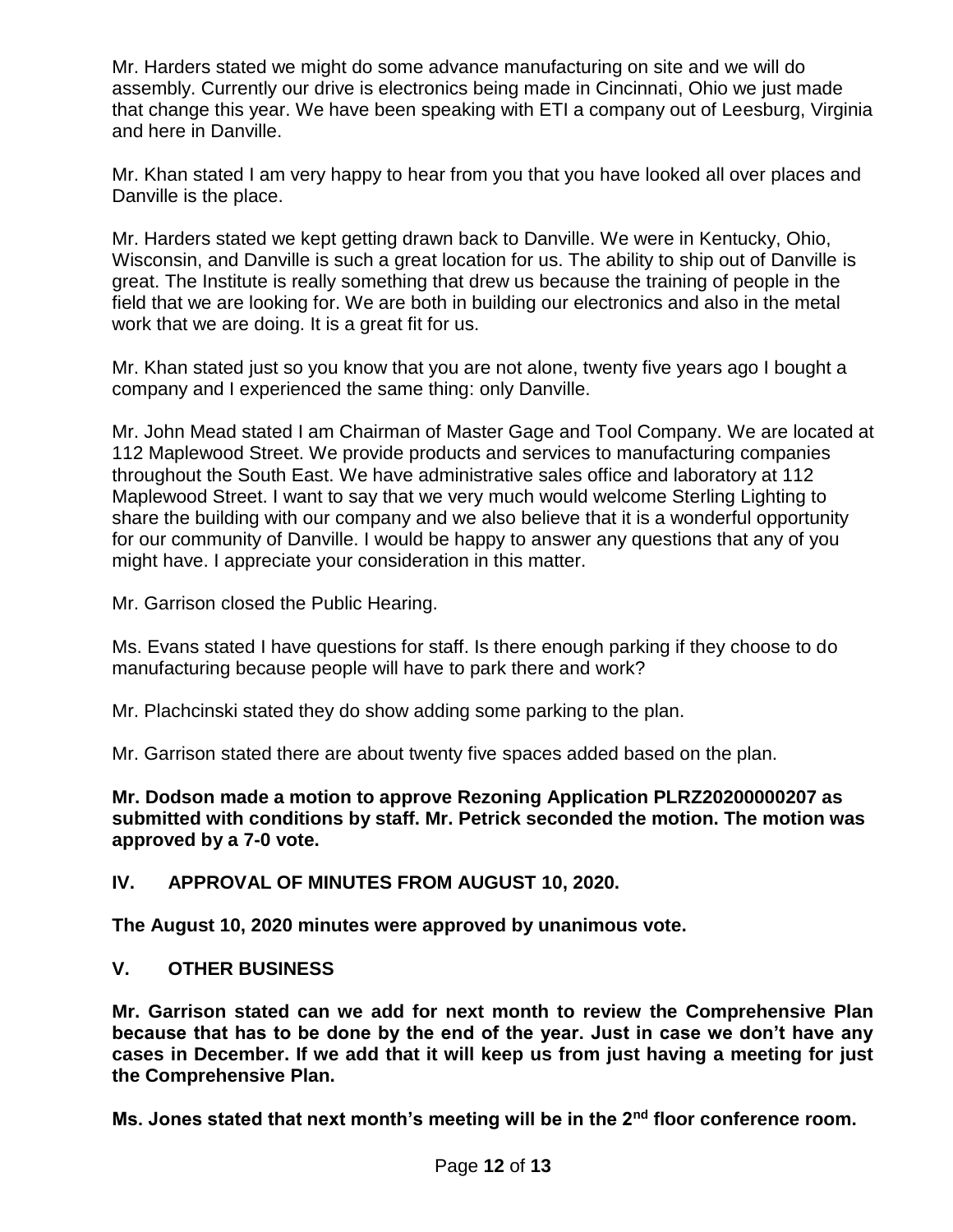Mr. Harders stated we might do some advance manufacturing on site and we will do assembly. Currently our drive is electronics being made in Cincinnati, Ohio we just made that change this year. We have been speaking with ETI a company out of Leesburg, Virginia and here in Danville.

Mr. Khan stated I am very happy to hear from you that you have looked all over places and Danville is the place.

Mr. Harders stated we kept getting drawn back to Danville. We were in Kentucky, Ohio, Wisconsin, and Danville is such a great location for us. The ability to ship out of Danville is great. The Institute is really something that drew us because the training of people in the field that we are looking for. We are both in building our electronics and also in the metal work that we are doing. It is a great fit for us.

Mr. Khan stated just so you know that you are not alone, twenty five years ago I bought a company and I experienced the same thing: only Danville.

Mr. John Mead stated I am Chairman of Master Gage and Tool Company. We are located at 112 Maplewood Street. We provide products and services to manufacturing companies throughout the South East. We have administrative sales office and laboratory at 112 Maplewood Street. I want to say that we very much would welcome Sterling Lighting to share the building with our company and we also believe that it is a wonderful opportunity for our community of Danville. I would be happy to answer any questions that any of you might have. I appreciate your consideration in this matter.

Mr. Garrison closed the Public Hearing.

Ms. Evans stated I have questions for staff. Is there enough parking if they choose to do manufacturing because people will have to park there and work?

Mr. Plachcinski stated they do show adding some parking to the plan.

Mr. Garrison stated there are about twenty five spaces added based on the plan.

**Mr. Dodson made a motion to approve Rezoning Application PLRZ20200000207 as submitted with conditions by staff. Mr. Petrick seconded the motion. The motion was approved by a 7-0 vote.**

## IV. APPROVAL OF MINUTES FROM AUGUST 10, 2020.

**The August 10, 2020 minutes were approved by unanimous vote.**

## V. OTHER BUSINESS

**Mr. Garrison stated can we add for next month to review the Comprehensive Plan because that has to be done by the end of the year. Just in case we don't have any cases in December. If we add that it will keep us from just having a meeting for just the Comprehensive Plan.**

**Ms. Jones stated that next month's meeting will be in the 2nd floor conference room.**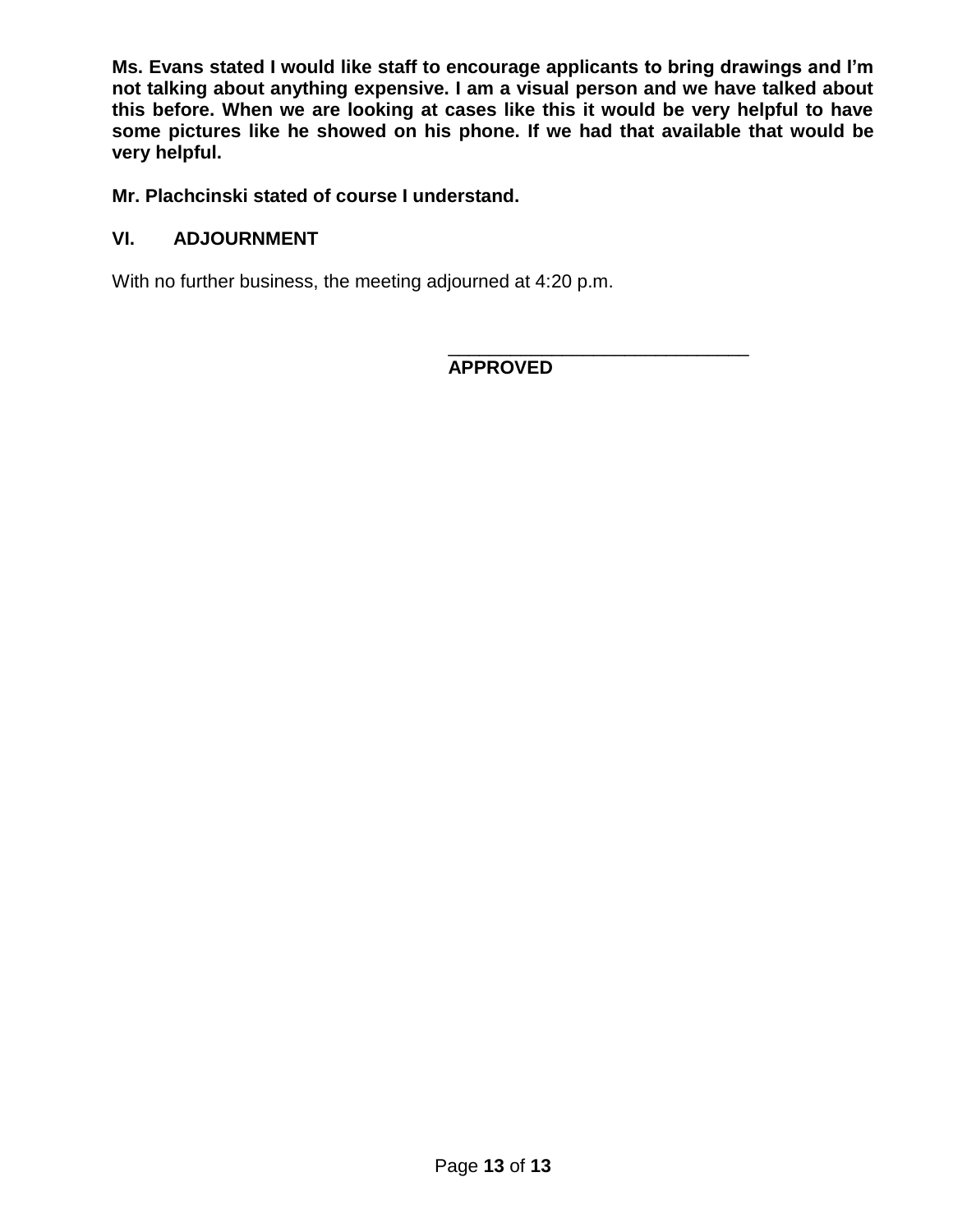**Ms. Evans stated I would like staff to encourage applicants to bring drawings and I'm not talking about anything expensive. I am a visual person and we have talked about this before. When we are looking at cases like this it would be very helpful to have some pictures like he showed on his phone. If we had that available that would be very helpful.**

**Mr. Plachcinski stated of course I understand.**

## VI. ADJOURNMENT

With no further business, the meeting adjourned at 4:20 p.m.

______________________________
**APPROVED**